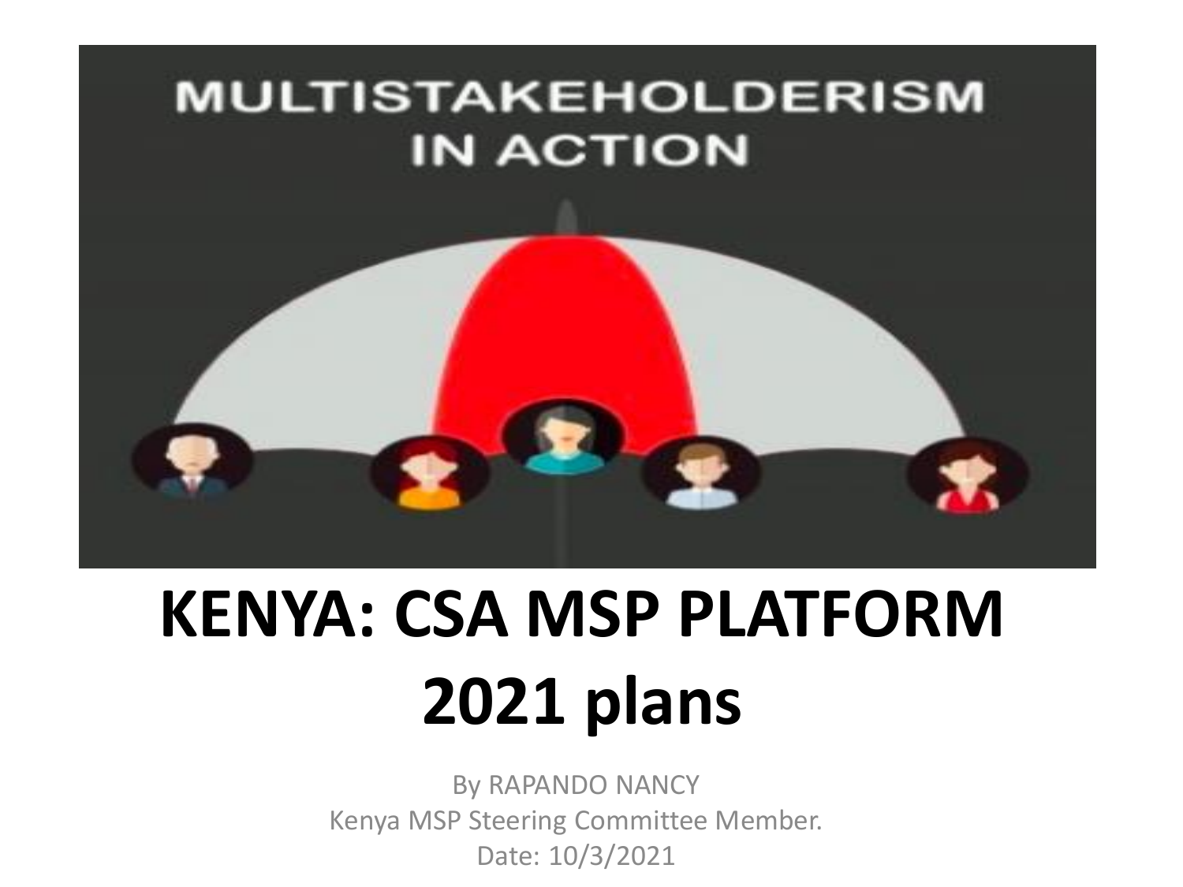MULTISTAKEHOLDERISM IN ACTION

# KENYA: CSA MSP PLATFORM 2021 plans

By RAPANDO NANCY
Kenya MSP Steering Committee Member.
Date: 10/3/2021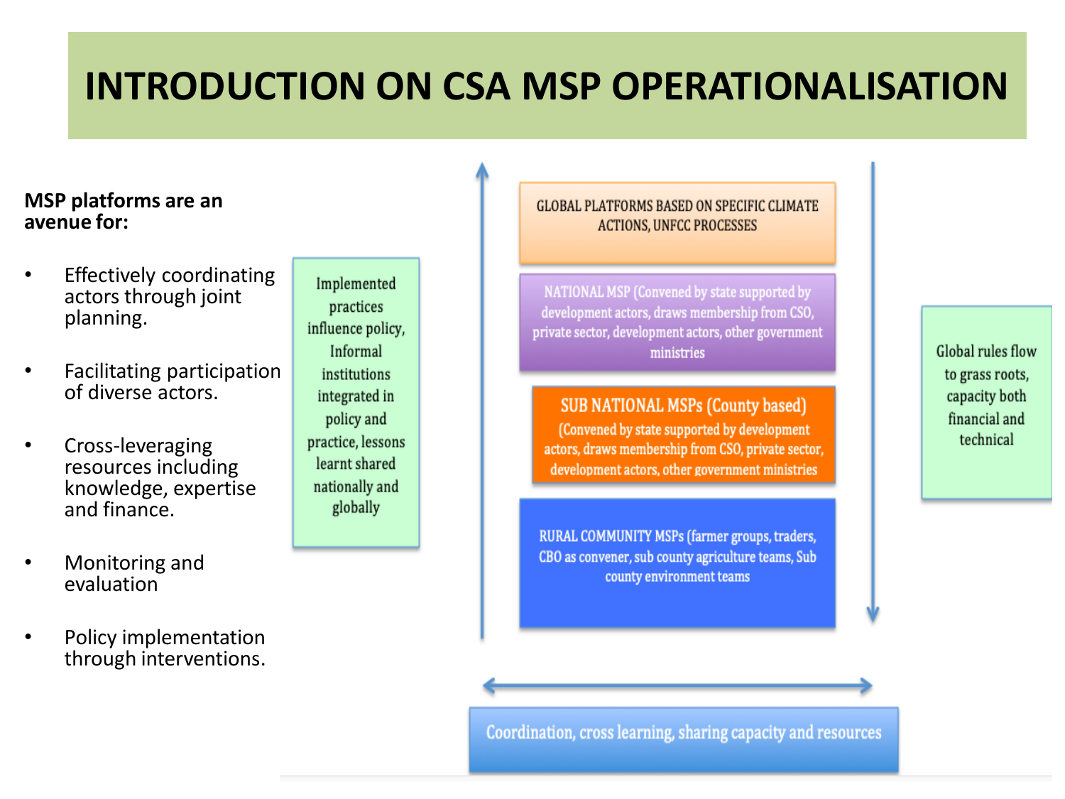# INTRODUCTION ON CSA MSP OPERATIONALISATION

**MSP platforms are an avenue for:**

- Effectively coordinating actors through joint planning.
- Facilitating participation of diverse actors.
- Cross-leveraging resources including knowledge, expertise and finance.
- Monitoring and evaluation
- Policy implementation through interventions.

Implemented practices influence policy, Informal institutions integrated in policy and practice, lessons learnt shared nationally and globally

GLOBAL PLATFORMS BASED ON SPECIFIC CLIMATE ACTIONS, UNFCC PROCESSES

NATIONAL MSP (Convened by state supported by development actors, draws membership from CSO, private sector, development actors, other government ministries

SUB NATIONAL MSPs (County based)
(Convened by state supported by development actors, draws membership from CSO, private sector, development actors, other government ministries

RURAL COMMUNITY MSPs (farmer groups, traders, CBO as convener, sub county agriculture teams, Sub county environment teams

Global rules flow to grass roots, capacity both financial and technical

Coordination, cross learning, sharing capacity and resources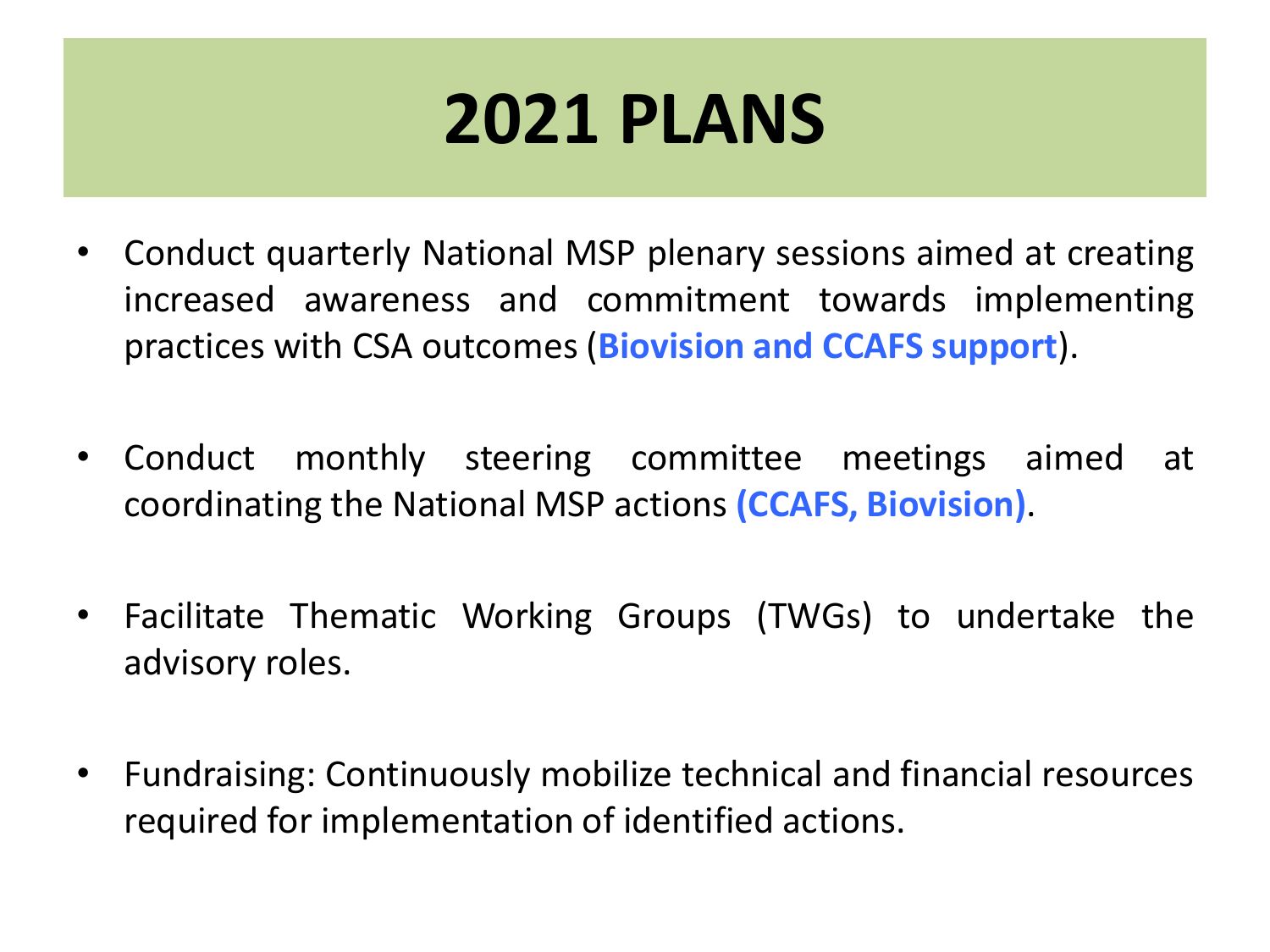# 2021 PLANS

- Conduct quarterly National MSP plenary sessions aimed at creating increased awareness and commitment towards implementing practices with CSA outcomes (**Biovision and CCAFS support**).
- Conduct monthly steering committee meetings aimed at coordinating the National MSP actions **(CCAFS, Biovision)**.
- Facilitate Thematic Working Groups (TWGs) to undertake the advisory roles.
- Fundraising: Continuously mobilize technical and financial resources required for implementation of identified actions.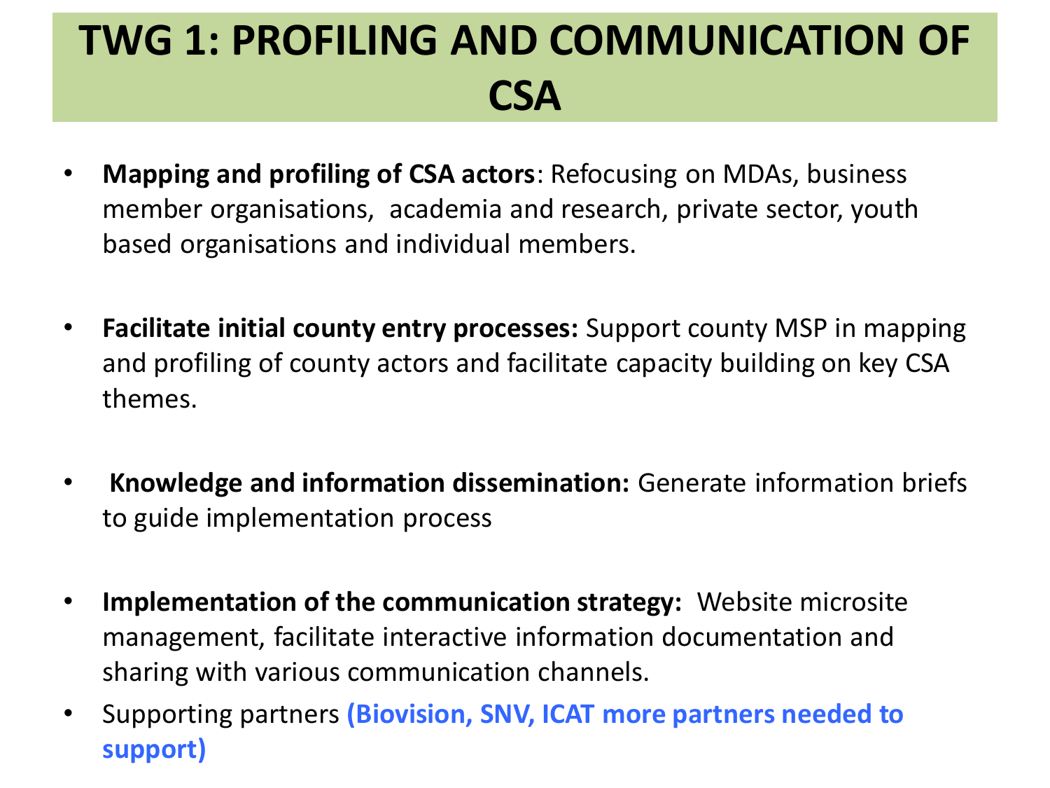# TWG 1: PROFILING AND COMMUNICATION OF CSA

- **Mapping and profiling of CSA actors**: Refocusing on MDAs, business member organisations, academia and research, private sector, youth based organisations and individual members.
- **Facilitate initial county entry processes:** Support county MSP in mapping and profiling of county actors and facilitate capacity building on key CSA themes.
- **Knowledge and information dissemination:** Generate information briefs to guide implementation process
- **Implementation of the communication strategy:** Website microsite management, facilitate interactive information documentation and sharing with various communication channels.
- Supporting partners **(Biovision, SNV, ICAT more partners needed to support)**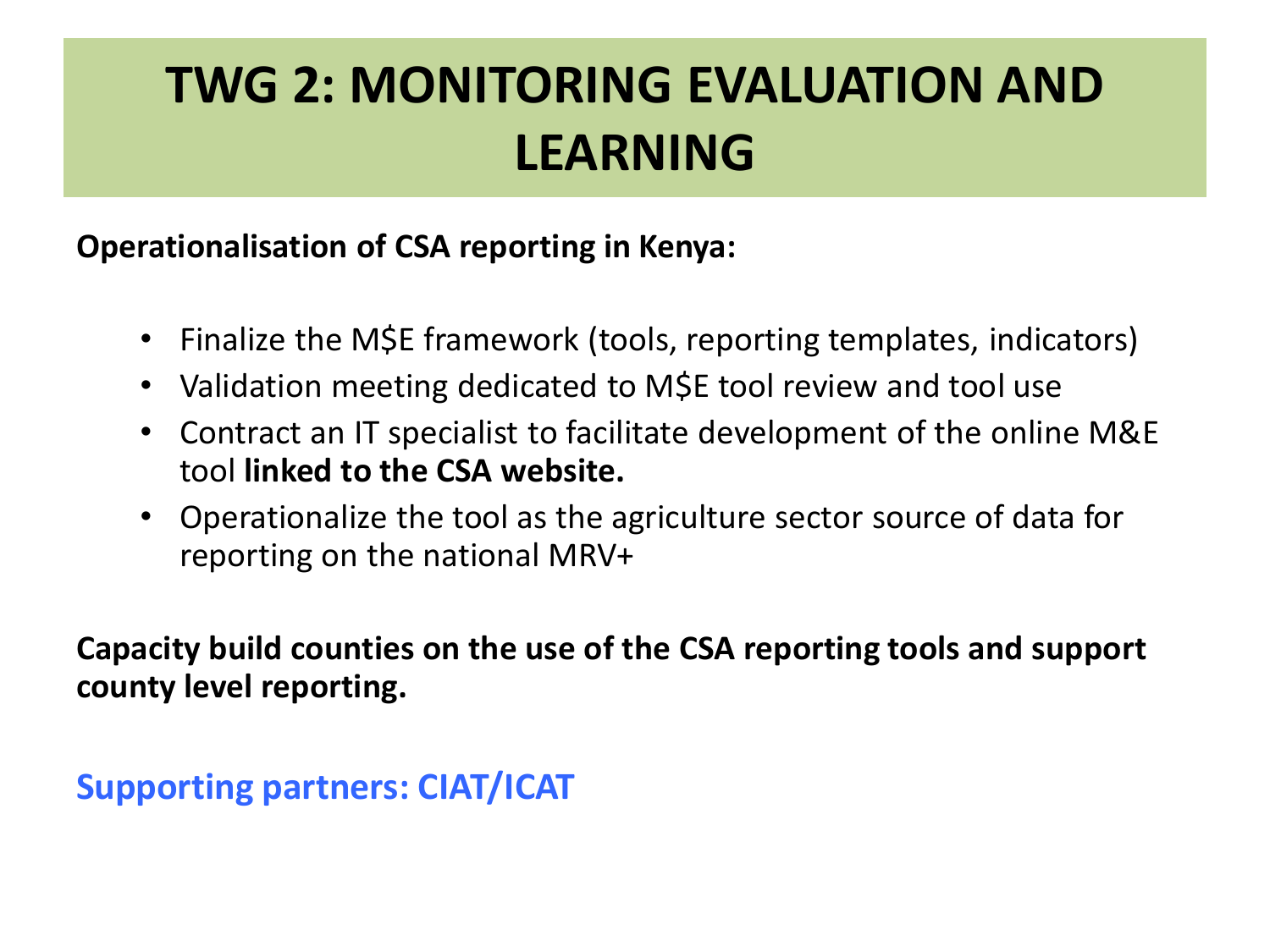# TWG 2: MONITORING EVALUATION AND LEARNING

**Operationalisation of CSA reporting in Kenya:**

- Finalize the M$E framework (tools, reporting templates, indicators)
- Validation meeting dedicated to M$E tool review and tool use
- Contract an IT specialist to facilitate development of the online M&E tool **linked to the CSA website.**
- Operationalize the tool as the agriculture sector source of data for reporting on the national MRV+

**Capacity build counties on the use of the CSA reporting tools and support county level reporting.**

**Supporting partners: CIAT/ICAT**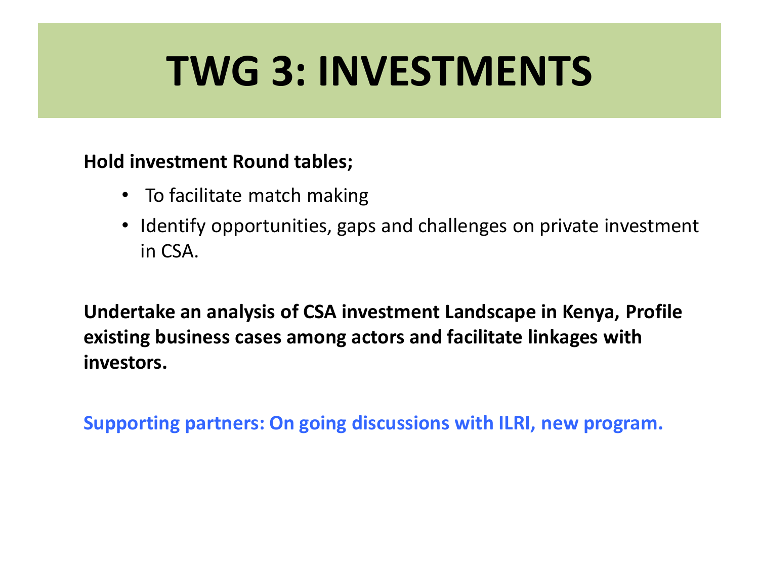# TWG 3: INVESTMENTS

**Hold investment Round tables;**

- To facilitate match making
- Identify opportunities, gaps and challenges on private investment in CSA.

**Undertake an analysis of CSA investment Landscape in Kenya, Profile existing business cases among actors and facilitate linkages with investors.**

**Supporting partners: On going discussions with ILRI, new program.**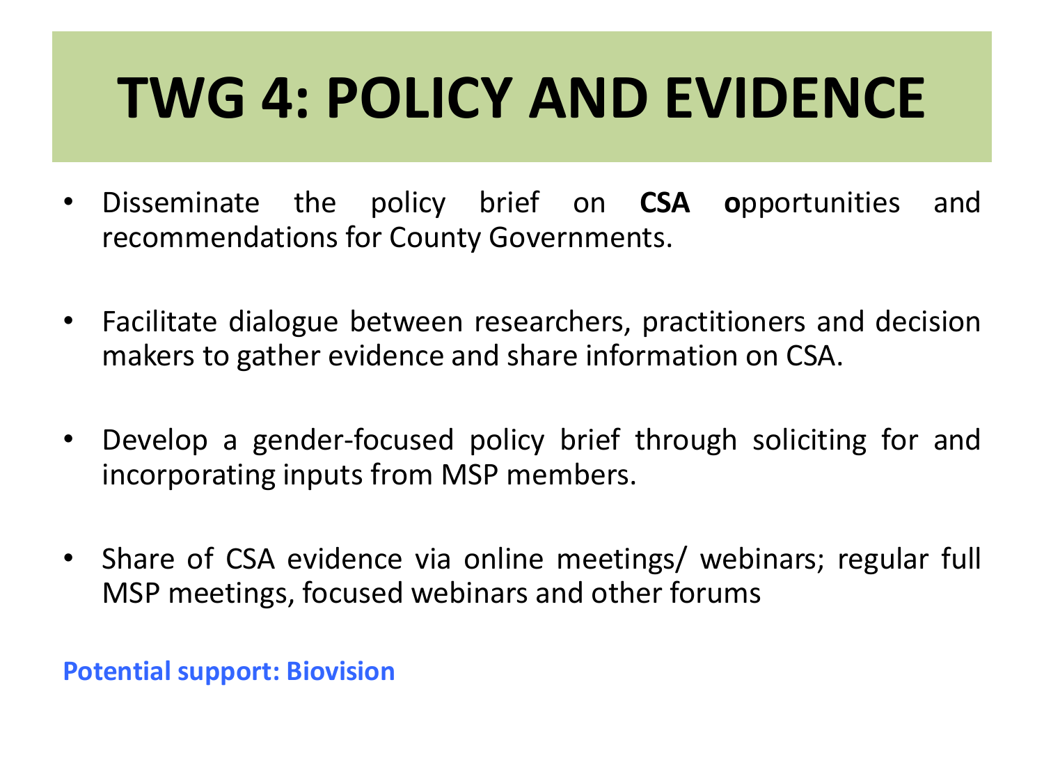# TWG 4: POLICY AND EVIDENCE

- Disseminate the policy brief on **CSA o**pportunities and recommendations for County Governments.
- Facilitate dialogue between researchers, practitioners and decision makers to gather evidence and share information on CSA.
- Develop a gender-focused policy brief through soliciting for and incorporating inputs from MSP members.
- Share of CSA evidence via online meetings/ webinars; regular full MSP meetings, focused webinars and other forums

**Potential support: Biovision**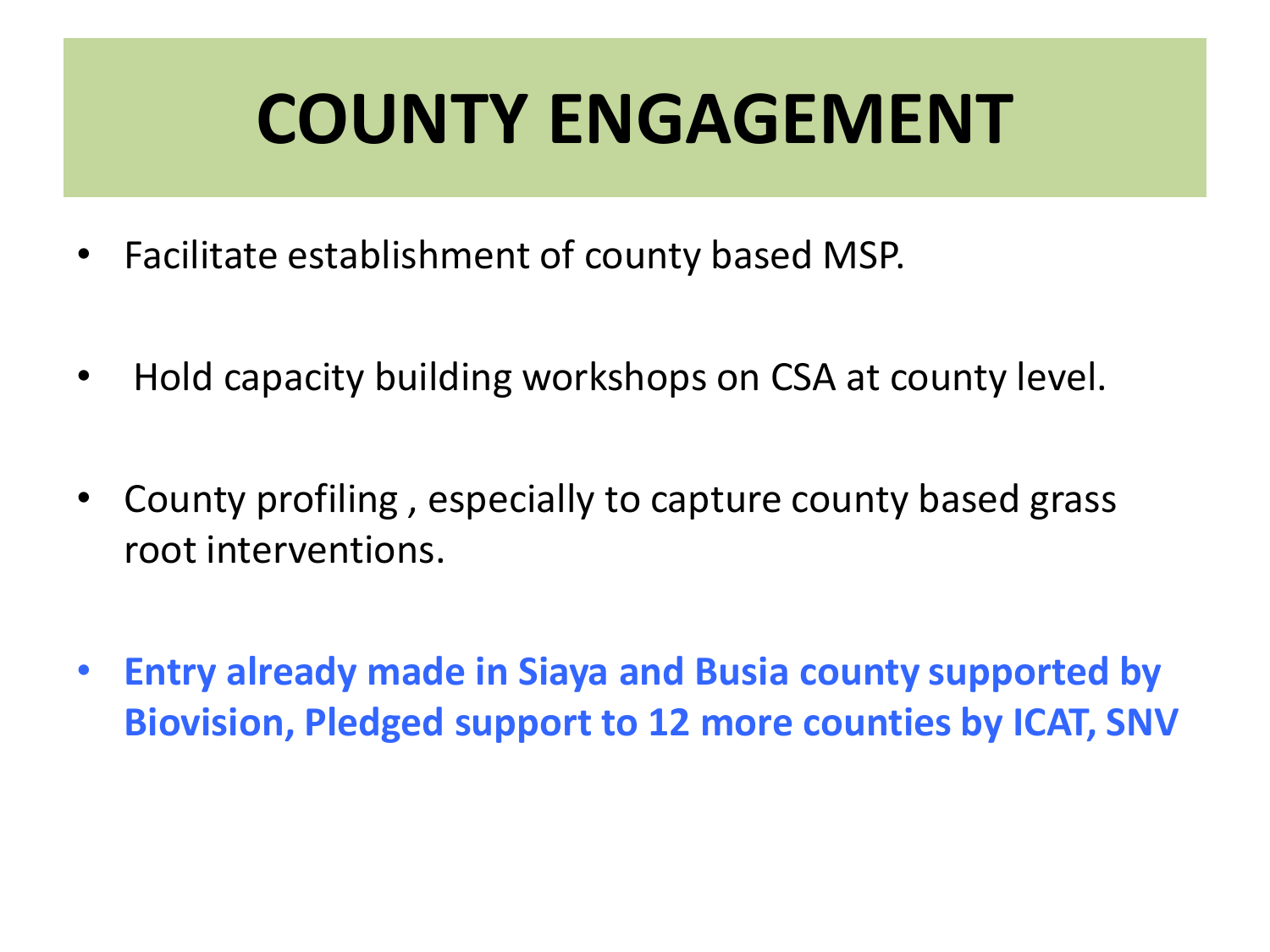# COUNTY ENGAGEMENT

- Facilitate establishment of county based MSP.
- Hold capacity building workshops on CSA at county level.
- County profiling , especially to capture county based grass root interventions.
- **Entry already made in Siaya and Busia county supported by Biovision, Pledged support to 12 more counties by ICAT, SNV**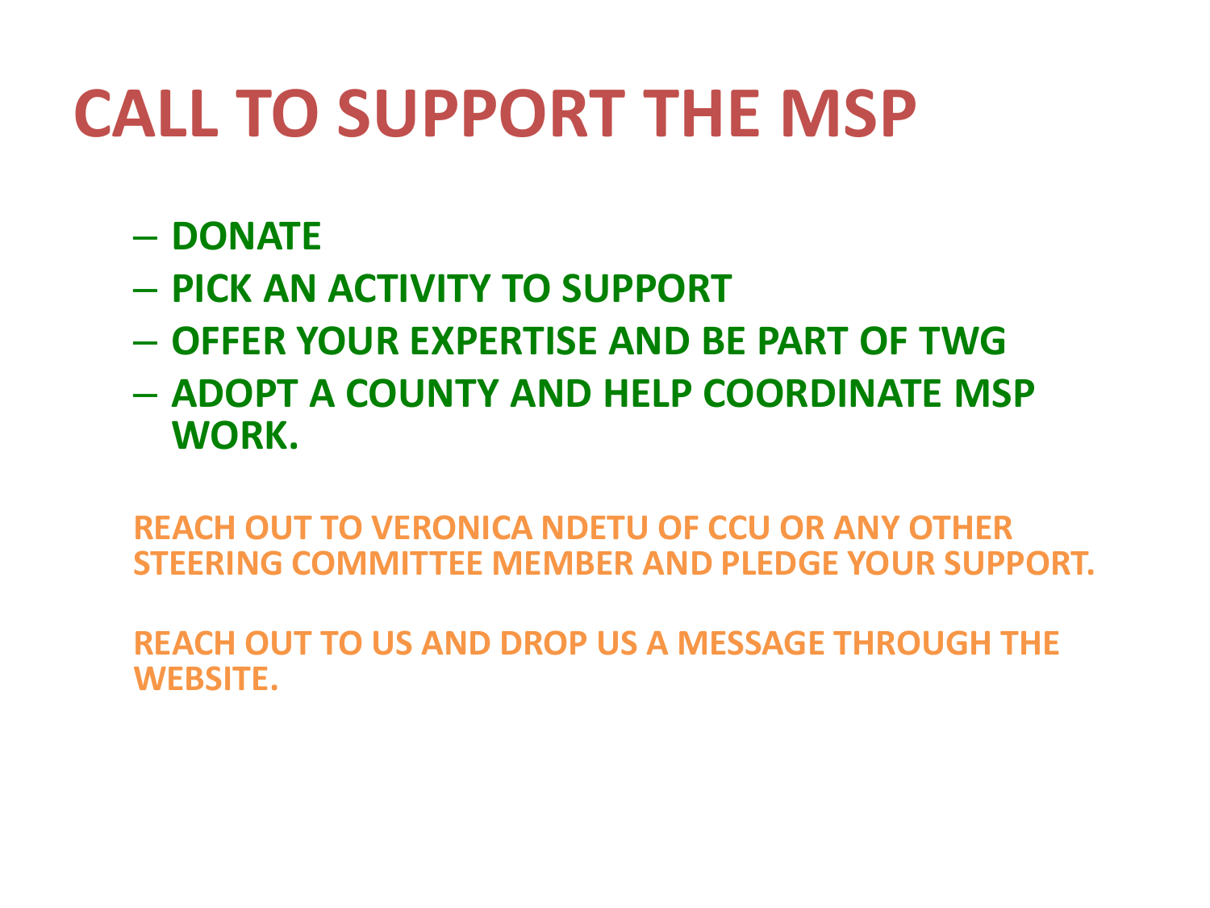# CALL TO SUPPORT THE MSP

- **DONATE**
- **PICK AN ACTIVITY TO SUPPORT**
- **OFFER YOUR EXPERTISE AND BE PART OF TWG**
- **ADOPT A COUNTY AND HELP COORDINATE MSP WORK.**

**REACH OUT TO VERONICA NDETU OF CCU OR ANY OTHER STEERING COMMITTEE MEMBER AND PLEDGE YOUR SUPPORT.**

**REACH OUT TO US AND DROP US A MESSAGE THROUGH THE WEBSITE.**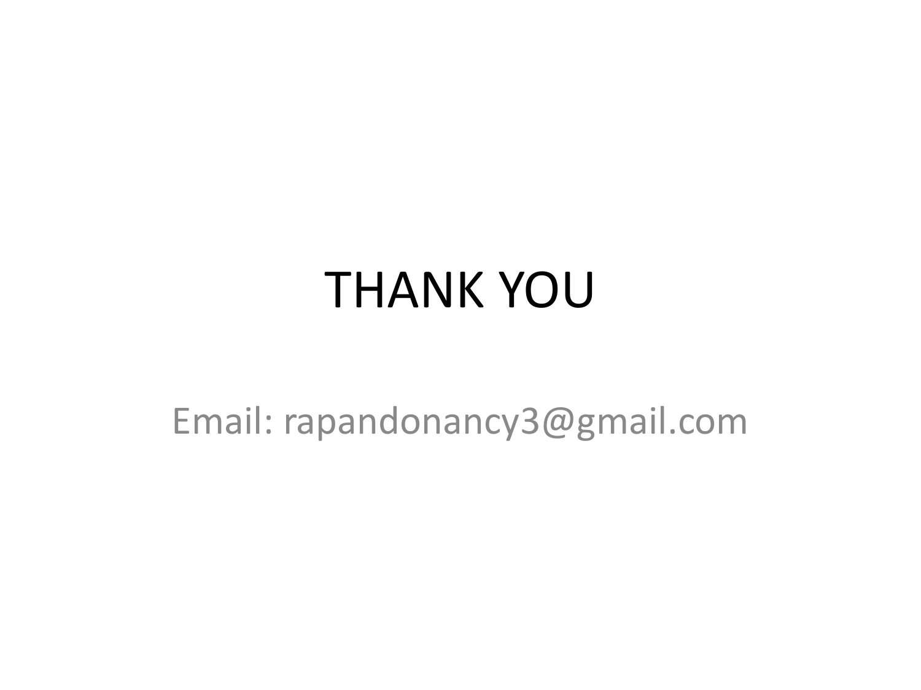# THANK YOU

Email: rapandonancy3@gmail.com